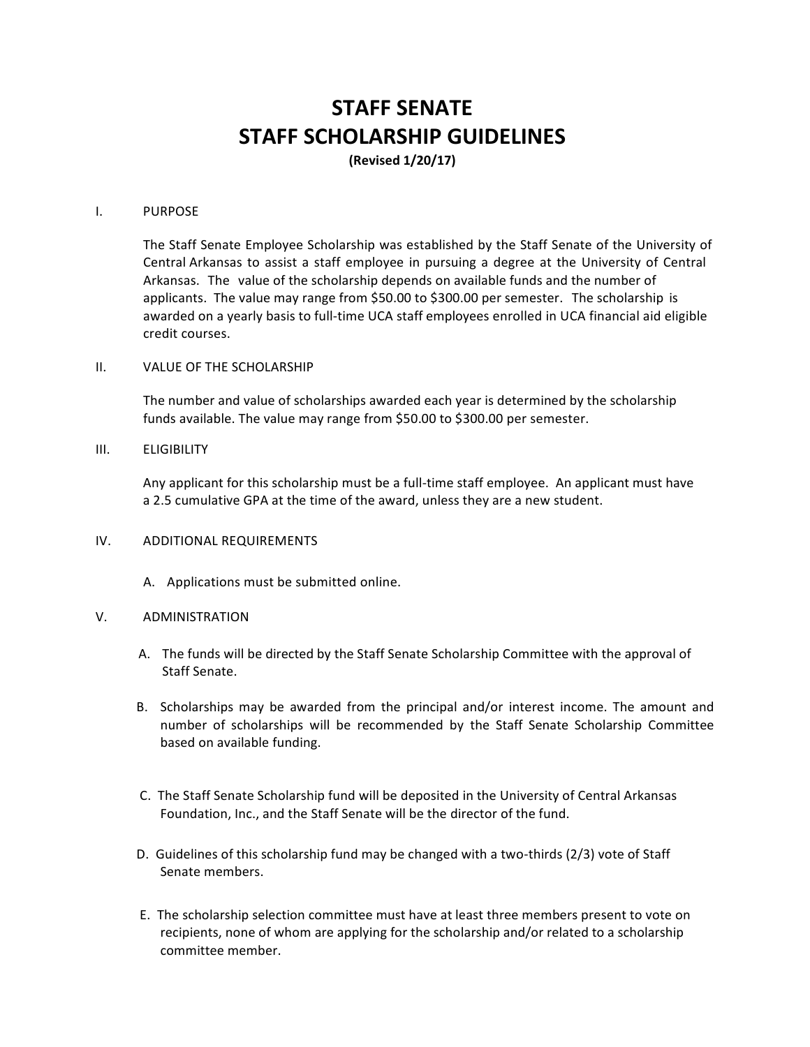# STAFF SENATE
# STAFF SCHOLARSHIP GUIDELINES

**(Revised 1/20/17)**

## I. PURPOSE

The Staff Senate Employee Scholarship was established by the Staff Senate of the University of Central Arkansas to assist a staff employee in pursuing a degree at the University of Central Arkansas. The value of the scholarship depends on available funds and the number of applicants. The value may range from $50.00 to $300.00 per semester. The scholarship is awarded on a yearly basis to full-time UCA staff employees enrolled in UCA financial aid eligible credit courses.

## II. VALUE OF THE SCHOLARSHIP

The number and value of scholarships awarded each year is determined by the scholarship funds available. The value may range from $50.00 to $300.00 per semester.

## III. ELIGIBILITY

Any applicant for this scholarship must be a full-time staff employee. An applicant must have a 2.5 cumulative GPA at the time of the award, unless they are a new student.

## IV. ADDITIONAL REQUIREMENTS

A. Applications must be submitted online.

## V. ADMINISTRATION

A. The funds will be directed by the Staff Senate Scholarship Committee with the approval of Staff Senate.

B. Scholarships may be awarded from the principal and/or interest income. The amount and number of scholarships will be recommended by the Staff Senate Scholarship Committee based on available funding.

C. The Staff Senate Scholarship fund will be deposited in the University of Central Arkansas Foundation, Inc., and the Staff Senate will be the director of the fund.

D. Guidelines of this scholarship fund may be changed with a two-thirds (2/3) vote of Staff Senate members.

E. The scholarship selection committee must have at least three members present to vote on recipients, none of whom are applying for the scholarship and/or related to a scholarship committee member.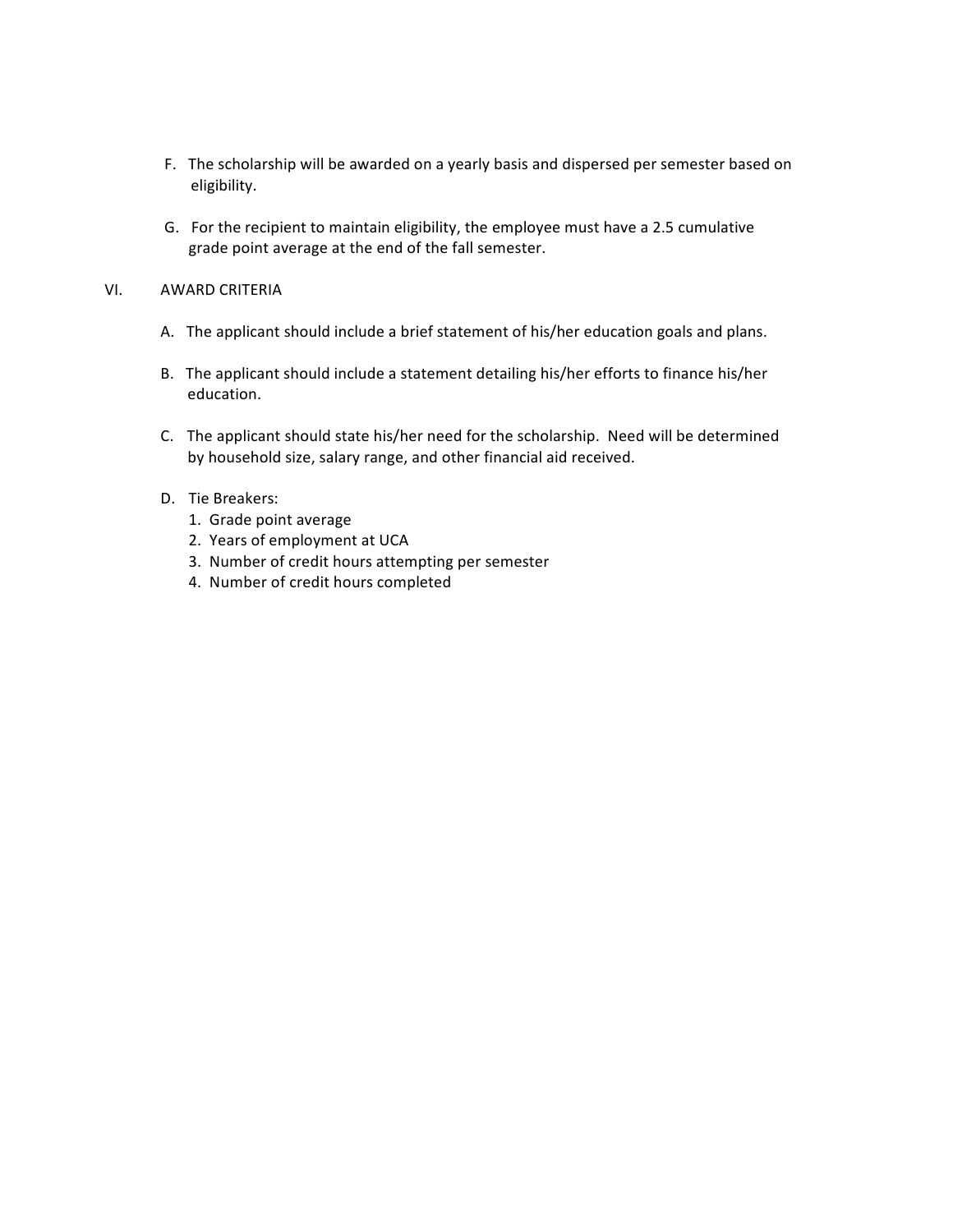F. The scholarship will be awarded on a yearly basis and dispersed per semester based on eligibility.

G. For the recipient to maintain eligibility, the employee must have a 2.5 cumulative grade point average at the end of the fall semester.

VI. AWARD CRITERIA

A. The applicant should include a brief statement of his/her education goals and plans.

B. The applicant should include a statement detailing his/her efforts to finance his/her education.

C. The applicant should state his/her need for the scholarship. Need will be determined by household size, salary range, and other financial aid received.

D. Tie Breakers:
1. Grade point average
2. Years of employment at UCA
3. Number of credit hours attempting per semester
4. Number of credit hours completed